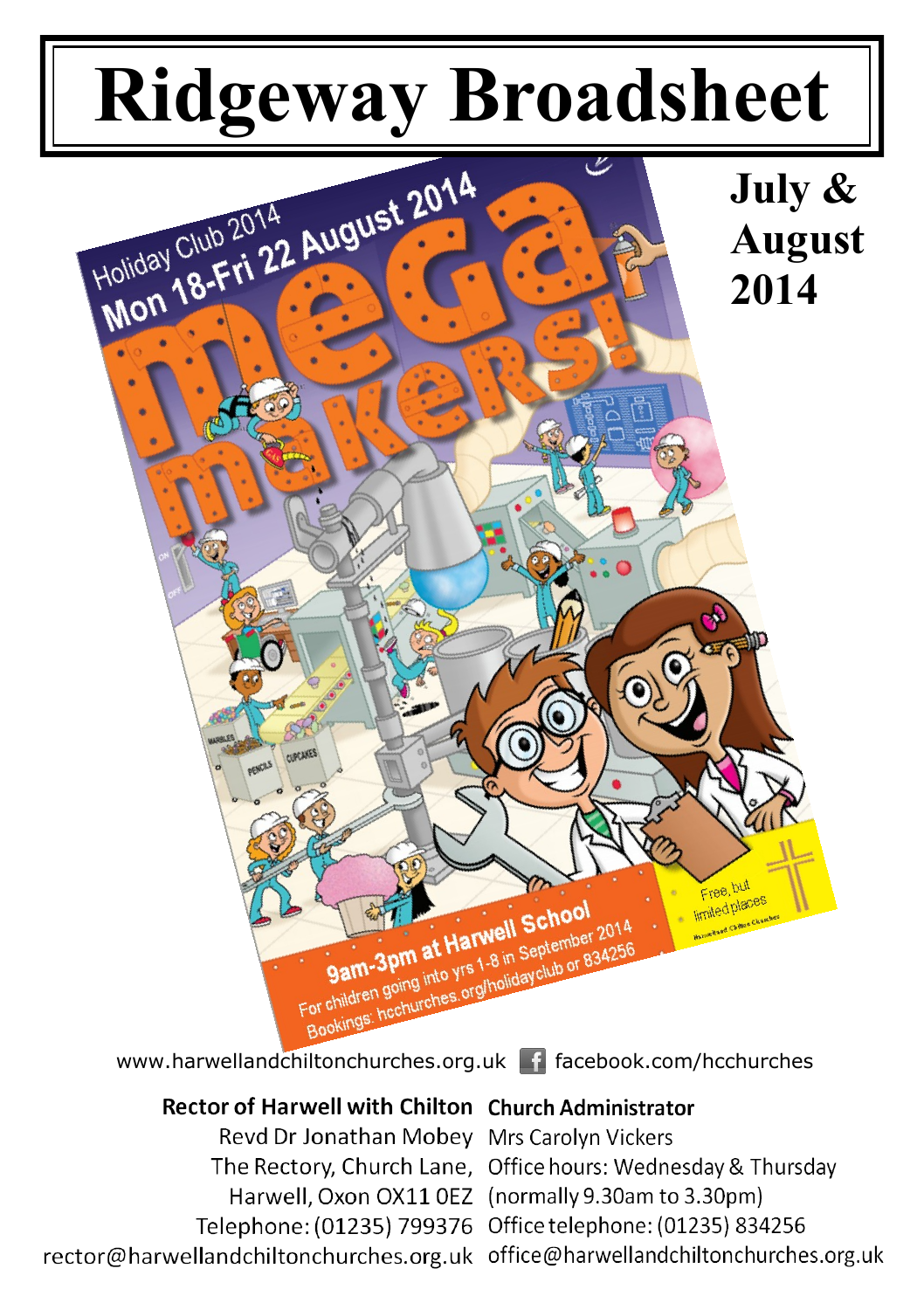# Ridgeway Broadsheet

**July & August 2014**

Holiday Club 2014

Mon 18-Fri 22 August 2014

mega makers!

9am-3pm at Harwell School

For children going into yrs 1-8 in September 2014

Bookings: hcchurches.org/holidayclub or 834256

Free, but limited places

Harwell and Chilton Churches

www.harwellandchiltonchurches.org.uk facebook.com/hcchurches

**Rector of Harwell with Chilton**
Revd Dr Jonathan Mobey
The Rectory, Church Lane,
Harwell, Oxon OX11 0EZ
Telephone: (01235) 799376
rector@harwellandchiltonchurches.org.uk

**Church Administrator**
Mrs Carolyn Vickers
Office hours: Wednesday & Thursday
(normally 9.30am to 3.30pm)
Office telephone: (01235) 834256
office@harwellandchiltonchurches.org.uk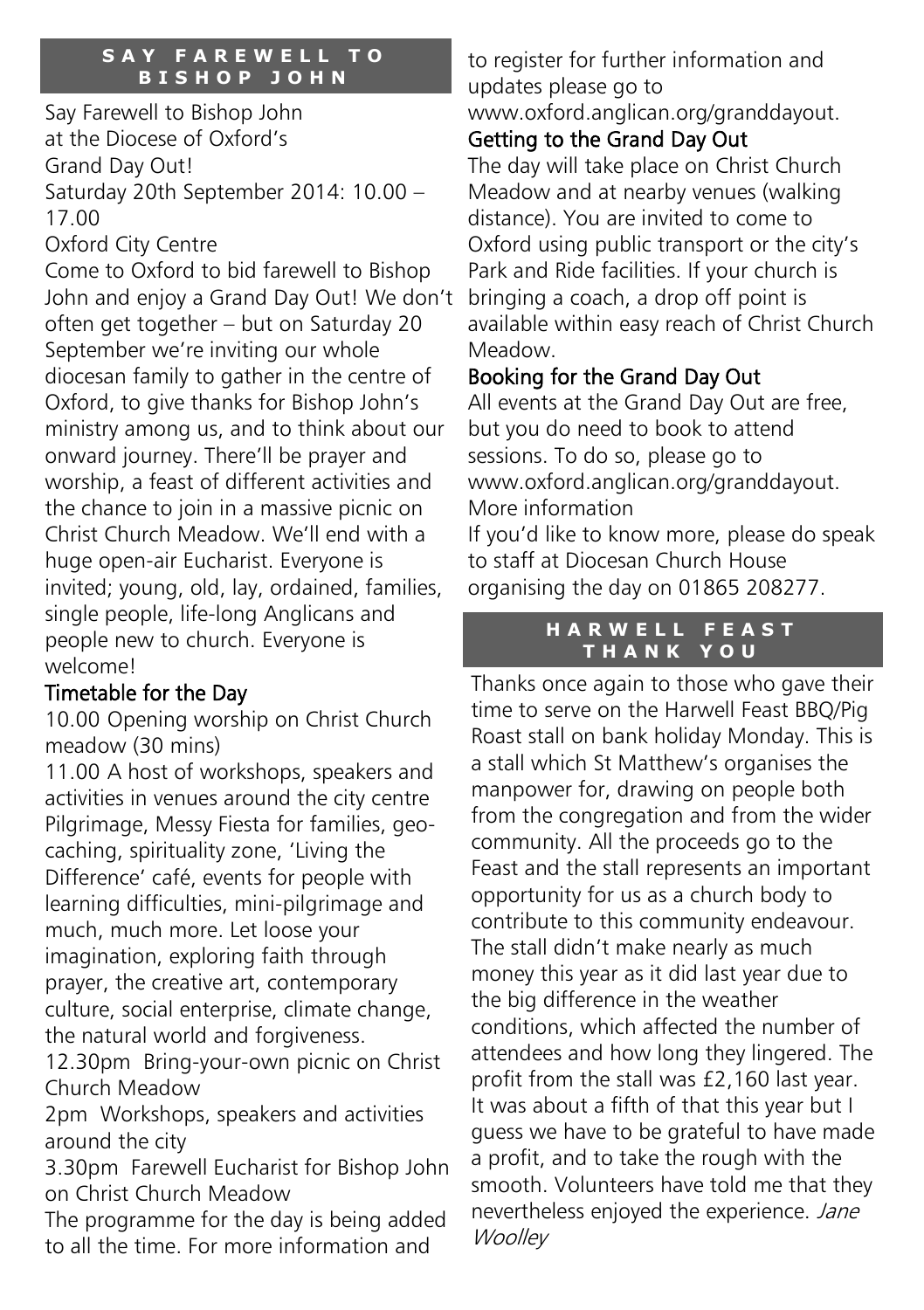## SAY FAREWELL TO BISHOP JOHN

Say Farewell to Bishop John
at the Diocese of Oxford's
Grand Day Out!
Saturday 20th September 2014: 10.00 – 17.00
Oxford City Centre

Come to Oxford to bid farewell to Bishop John and enjoy a Grand Day Out! We don't often get together – but on Saturday 20 September we're inviting our whole diocesan family to gather in the centre of Oxford, to give thanks for Bishop John's ministry among us, and to think about our onward journey. There'll be prayer and worship, a feast of different activities and the chance to join in a massive picnic on Christ Church Meadow. We'll end with a huge open-air Eucharist. Everyone is invited; young, old, lay, ordained, families, single people, life-long Anglicans and people new to church. Everyone is welcome!

### Timetable for the Day

10.00 Opening worship on Christ Church meadow (30 mins)

11.00 A host of workshops, speakers and activities in venues around the city centre Pilgrimage, Messy Fiesta for families, geo-caching, spirituality zone, 'Living the Difference' café, events for people with learning difficulties, mini-pilgrimage and much, much more. Let loose your imagination, exploring faith through prayer, the creative art, contemporary culture, social enterprise, climate change, the natural world and forgiveness.

12.30pm Bring-your-own picnic on Christ Church Meadow

2pm Workshops, speakers and activities around the city

3.30pm Farewell Eucharist for Bishop John on Christ Church Meadow

The programme for the day is being added to all the time. For more information and to register for further information and updates please go to www.oxford.anglican.org/granddayout.

### Getting to the Grand Day Out

The day will take place on Christ Church Meadow and at nearby venues (walking distance). You are invited to come to Oxford using public transport or the city's Park and Ride facilities. If your church is bringing a coach, a drop off point is available within easy reach of Christ Church Meadow.

### Booking for the Grand Day Out

All events at the Grand Day Out are free, but you do need to book to attend sessions. To do so, please go to www.oxford.anglican.org/granddayout.

More information

If you'd like to know more, please do speak to staff at Diocesan Church House organising the day on 01865 208277.

## HARWELL FEAST THANK YOU

Thanks once again to those who gave their time to serve on the Harwell Feast BBQ/Pig Roast stall on bank holiday Monday. This is a stall which St Matthew's organises the manpower for, drawing on people both from the congregation and from the wider community. All the proceeds go to the Feast and the stall represents an important opportunity for us as a church body to contribute to this community endeavour. The stall didn't make nearly as much money this year as it did last year due to the big difference in the weather conditions, which affected the number of attendees and how long they lingered. The profit from the stall was £2,160 last year. It was about a fifth of that this year but I guess we have to be grateful to have made a profit, and to take the rough with the smooth. Volunteers have told me that they nevertheless enjoyed the experience. *Jane Woolley*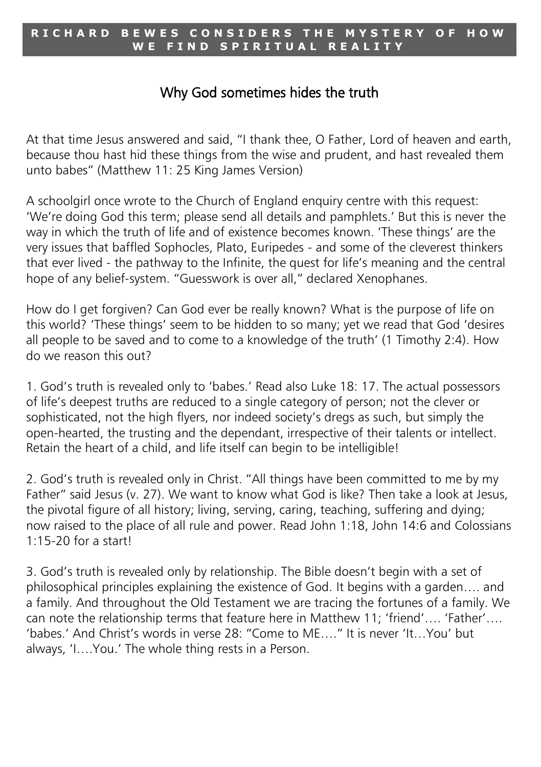**RICHARD BEWES CONSIDERS THE MYSTERY OF HOW WE FIND SPIRITUAL REALITY**

# Why God sometimes hides the truth

At that time Jesus answered and said, "I thank thee, O Father, Lord of heaven and earth, because thou hast hid these things from the wise and prudent, and hast revealed them unto babes" (Matthew 11: 25 King James Version)

A schoolgirl once wrote to the Church of England enquiry centre with this request: 'We're doing God this term; please send all details and pamphlets.' But this is never the way in which the truth of life and of existence becomes known. 'These things' are the very issues that baffled Sophocles, Plato, Euripedes - and some of the cleverest thinkers that ever lived - the pathway to the Infinite, the quest for life's meaning and the central hope of any belief-system. "Guesswork is over all," declared Xenophanes.

How do I get forgiven? Can God ever be really known? What is the purpose of life on this world? 'These things' seem to be hidden to so many; yet we read that God 'desires all people to be saved and to come to a knowledge of the truth' (1 Timothy 2:4). How do we reason this out?

1. God's truth is revealed only to 'babes.' Read also Luke 18: 17. The actual possessors of life's deepest truths are reduced to a single category of person; not the clever or sophisticated, not the high flyers, nor indeed society's dregs as such, but simply the open-hearted, the trusting and the dependant, irrespective of their talents or intellect. Retain the heart of a child, and life itself can begin to be intelligible!

2. God's truth is revealed only in Christ. "All things have been committed to me by my Father" said Jesus (v. 27). We want to know what God is like? Then take a look at Jesus, the pivotal figure of all history; living, serving, caring, teaching, suffering and dying; now raised to the place of all rule and power. Read John 1:18, John 14:6 and Colossians 1:15-20 for a start!

3. God's truth is revealed only by relationship. The Bible doesn't begin with a set of philosophical principles explaining the existence of God. It begins with a garden…. and a family. And throughout the Old Testament we are tracing the fortunes of a family. We can note the relationship terms that feature here in Matthew 11; 'friend'…. 'Father'…. 'babes.' And Christ's words in verse 28: "Come to ME…." It is never 'It…You' but always, 'I….You.' The whole thing rests in a Person.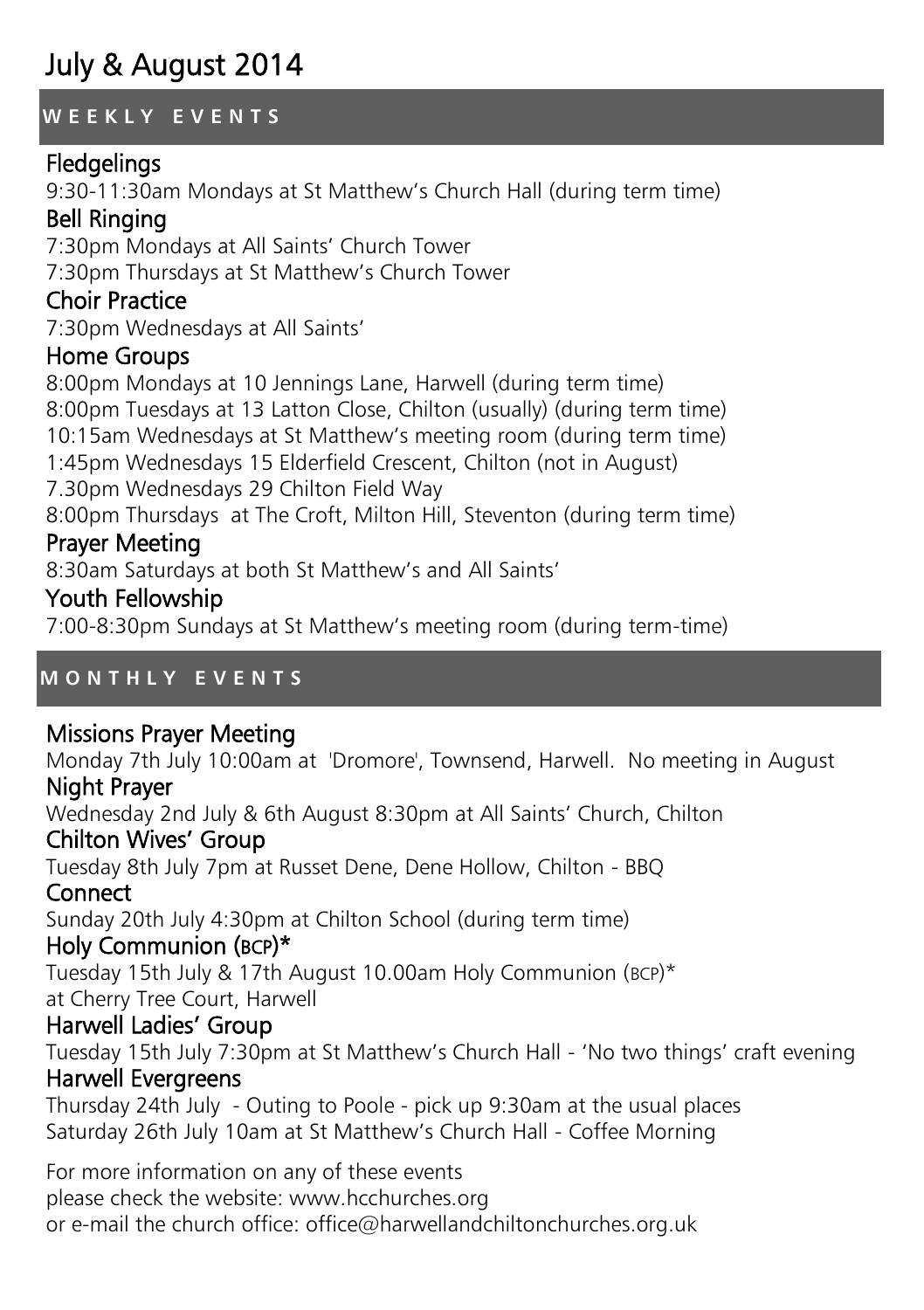# July & August 2014

## WEEKLY EVENTS

### Fledgelings

9:30-11:30am Mondays at St Matthew's Church Hall (during term time)

### Bell Ringing

7:30pm Mondays at All Saints' Church Tower
7:30pm Thursdays at St Matthew's Church Tower

### Choir Practice

7:30pm Wednesdays at All Saints'

### Home Groups

8:00pm Mondays at 10 Jennings Lane, Harwell (during term time)
8:00pm Tuesdays at 13 Latton Close, Chilton (usually) (during term time)
10:15am Wednesdays at St Matthew's meeting room (during term time)
1:45pm Wednesdays 15 Elderfield Crescent, Chilton (not in August)
7.30pm Wednesdays 29 Chilton Field Way
8:00pm Thursdays at The Croft, Milton Hill, Steventon (during term time)

### Prayer Meeting

8:30am Saturdays at both St Matthew's and All Saints'

### Youth Fellowship

7:00-8:30pm Sundays at St Matthew's meeting room (during term-time)

## MONTHLY EVENTS

### Missions Prayer Meeting

Monday 7th July 10:00am at 'Dromore', Townsend, Harwell. No meeting in August

### Night Prayer

Wednesday 2nd July & 6th August 8:30pm at All Saints' Church, Chilton

### Chilton Wives' Group

Tuesday 8th July 7pm at Russet Dene, Dene Hollow, Chilton - BBQ

### Connect

Sunday 20th July 4:30pm at Chilton School (during term time)

### Holy Communion (BCP)*

Tuesday 15th July & 17th August 10.00am Holy Communion (BCP)*
at Cherry Tree Court, Harwell

### Harwell Ladies' Group

Tuesday 15th July 7:30pm at St Matthew's Church Hall - 'No two things' craft evening

### Harwell Evergreens

Thursday 24th July - Outing to Poole - pick up 9:30am at the usual places
Saturday 26th July 10am at St Matthew's Church Hall - Coffee Morning

For more information on any of these events
please check the website: www.hcchurches.org
or e-mail the church office: office@harwellandchiltonchurches.org.uk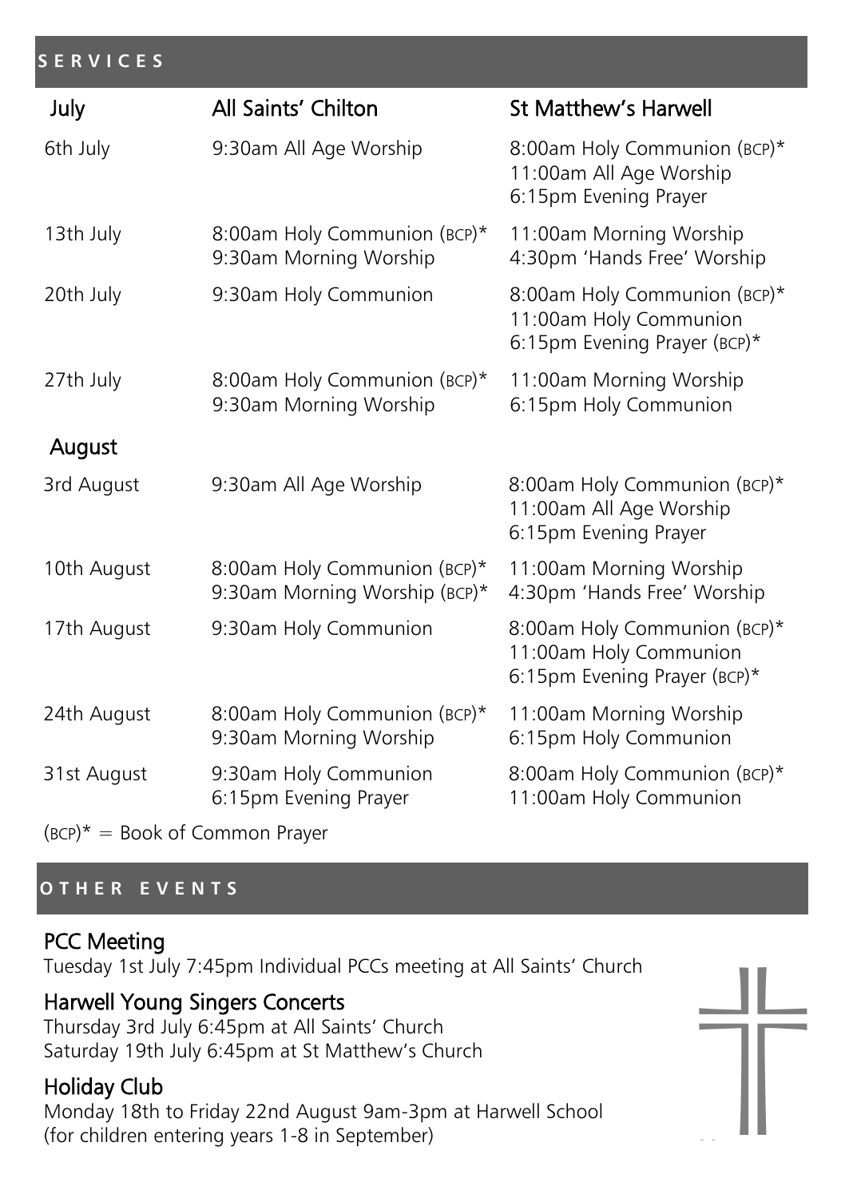## SERVICES

| July | All Saints' Chilton | St Matthew's Harwell |
|---|---|---|
| 6th July | 9:30am All Age Worship | 8:00am Holy Communion (BCP)*<br>11:00am All Age Worship<br>6:15pm Evening Prayer |
| 13th July | 8:00am Holy Communion (BCP)*<br>9:30am Morning Worship | 11:00am Morning Worship<br>4:30pm 'Hands Free' Worship |
| 20th July | 9:30am Holy Communion | 8:00am Holy Communion (BCP)*<br>11:00am Holy Communion<br>6:15pm Evening Prayer (BCP)* |
| 27th July | 8:00am Holy Communion (BCP)*<br>9:30am Morning Worship | 11:00am Morning Worship<br>6:15pm Holy Communion |
| **August** | | |
| 3rd August | 9:30am All Age Worship | 8:00am Holy Communion (BCP)*<br>11:00am All Age Worship<br>6:15pm Evening Prayer |
| 10th August | 8:00am Holy Communion (BCP)*<br>9:30am Morning Worship (BCP)* | 11:00am Morning Worship<br>4:30pm 'Hands Free' Worship |
| 17th August | 9:30am Holy Communion | 8:00am Holy Communion (BCP)*<br>11:00am Holy Communion<br>6:15pm Evening Prayer (BCP)* |
| 24th August | 8:00am Holy Communion (BCP)*<br>9:30am Morning Worship | 11:00am Morning Worship<br>6:15pm Holy Communion |
| 31st August | 9:30am Holy Communion<br>6:15pm Evening Prayer | 8:00am Holy Communion (BCP)*<br>11:00am Holy Communion |

(BCP)* = Book of Common Prayer

## OTHER EVENTS

### PCC Meeting
Tuesday 1st July 7:45pm Individual PCCs meeting at All Saints' Church

### Harwell Young Singers Concerts
Thursday 3rd July 6:45pm at All Saints' Church
Saturday 19th July 6:45pm at St Matthew's Church

### Holiday Club
Monday 18th to Friday 22nd August 9am-3pm at Harwell School
(for children entering years 1-8 in September)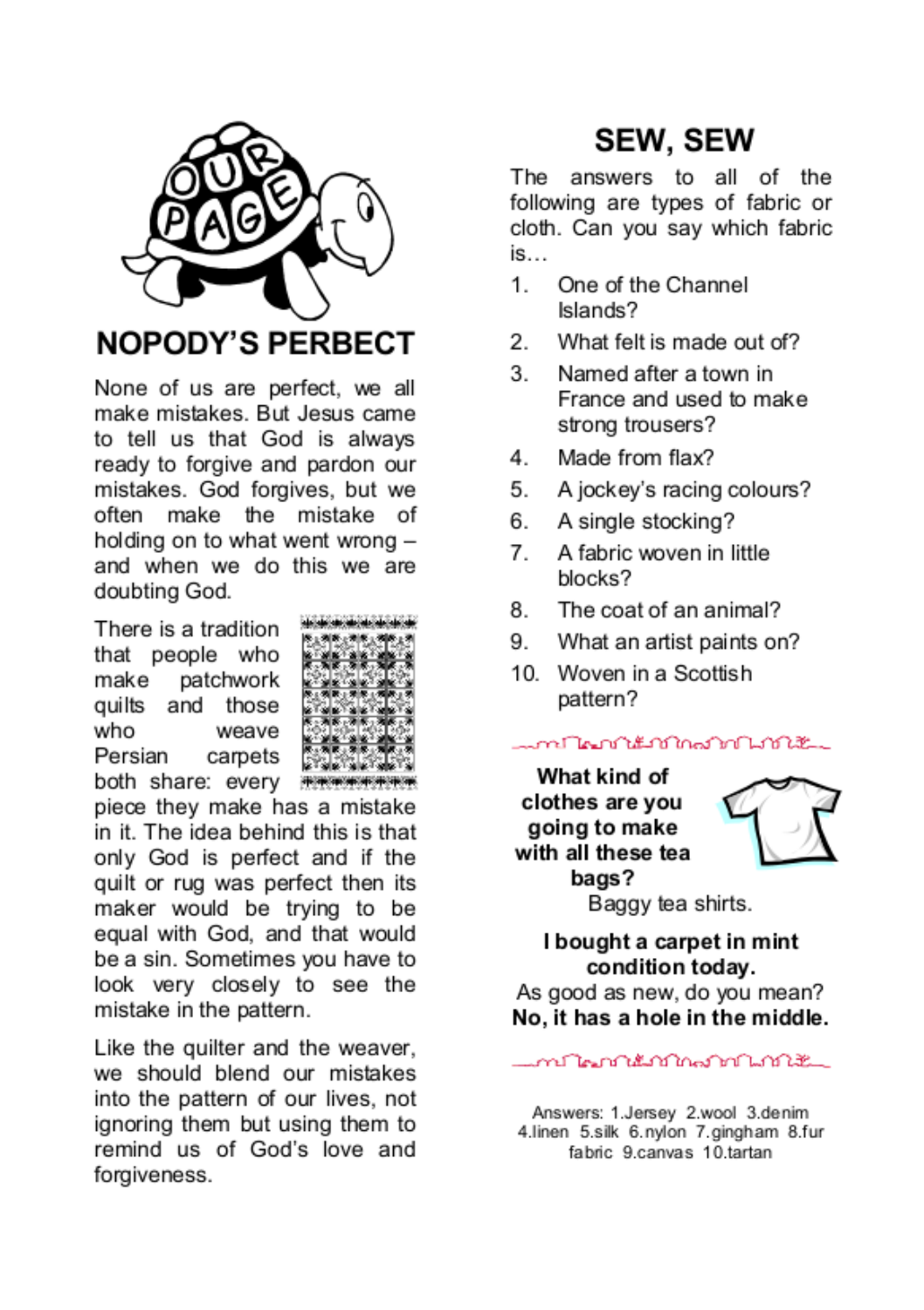OUR PAGE

## NOPODY'S PERBECT

None of us are perfect, we all make mistakes. But Jesus came to tell us that God is always ready to forgive and pardon our mistakes. God forgives, but we often make the mistake of holding on to what went wrong – and when we do this we are doubting God.

There is a tradition that people who make patchwork quilts and those who weave Persian carpets both share: every piece they make has a mistake in it. The idea behind this is that only God is perfect and if the quilt or rug was perfect then its maker would be trying to be equal with God, and that would be a sin. Sometimes you have to look very closely to see the mistake in the pattern.

Like the quilter and the weaver, we should blend our mistakes into the pattern of our lives, not ignoring them but using them to remind us of God's love and forgiveness.

## SEW, SEW

The answers to all of the following are types of fabric or cloth. Can you say which fabric is…

1. One of the Channel Islands?
2. What felt is made out of?
3. Named after a town in France and used to make strong trousers?
4. Made from flax?
5. A jockey's racing colours?
6. A single stocking?
7. A fabric woven in little blocks?
8. The coat of an animal?
9. What an artist paints on?
10. Woven in a Scottish pattern?

**What kind of clothes are you going to make with all these tea bags?**

Baggy tea shirts.

**I bought a carpet in mint condition today.**

As good as new, do you mean?

**No, it has a hole in the middle.**

Answers: 1.Jersey 2.wool 3.denim 4.linen 5.silk 6.nylon 7.gingham 8.fur fabric 9.canvas 10.tartan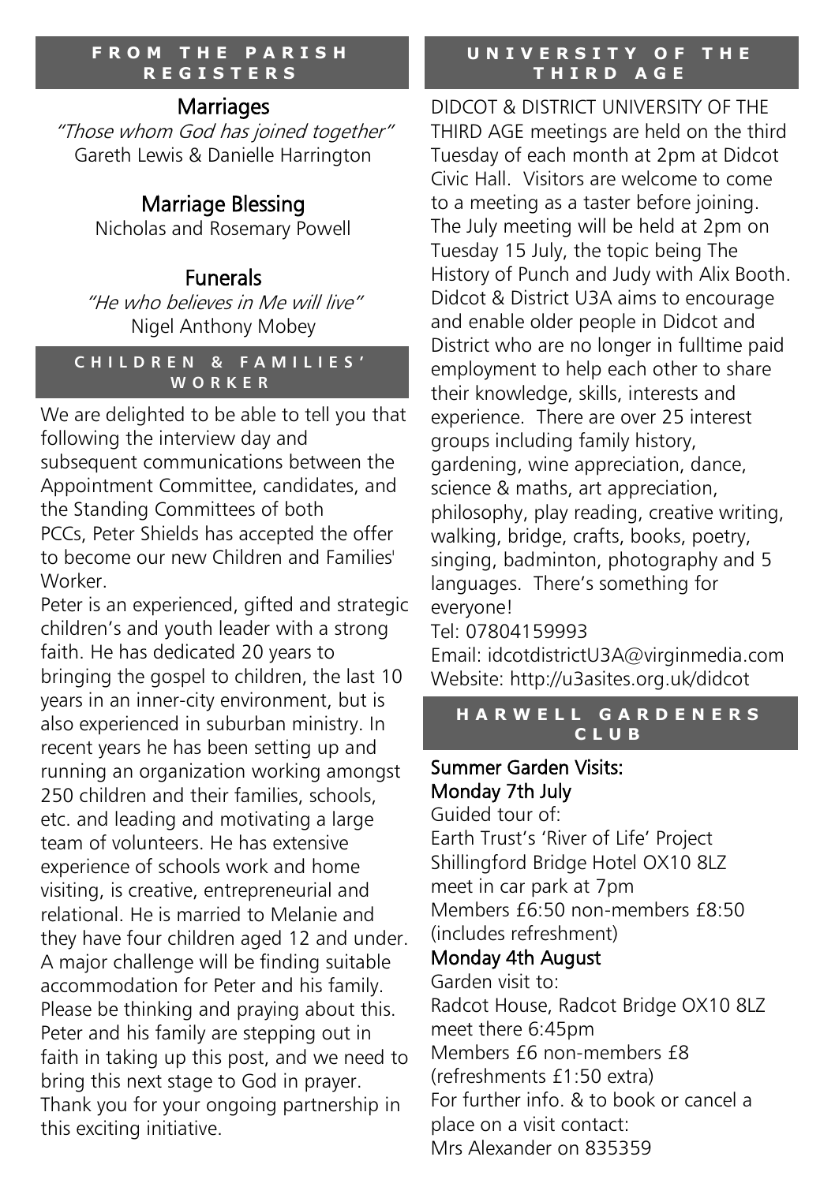## FROM THE PARISH REGISTERS

### Marriages

*"Those whom God has joined together"*
Gareth Lewis & Danielle Harrington

### Marriage Blessing

Nicholas and Rosemary Powell

### Funerals

*"He who believes in Me will live"*
Nigel Anthony Mobey

## CHILDREN & FAMILIES' WORKER

We are delighted to be able to tell you that following the interview day and subsequent communications between the Appointment Committee, candidates, and the Standing Committees of both PCCs, Peter Shields has accepted the offer to become our new Children and Families' Worker.

Peter is an experienced, gifted and strategic children's and youth leader with a strong faith. He has dedicated 20 years to bringing the gospel to children, the last 10 years in an inner-city environment, but is also experienced in suburban ministry. In recent years he has been setting up and running an organization working amongst 250 children and their families, schools, etc. and leading and motivating a large team of volunteers. He has extensive experience of schools work and home visiting, is creative, entrepreneurial and relational. He is married to Melanie and they have four children aged 12 and under. A major challenge will be finding suitable accommodation for Peter and his family. Please be thinking and praying about this. Peter and his family are stepping out in faith in taking up this post, and we need to bring this next stage to God in prayer. Thank you for your ongoing partnership in this exciting initiative.

## UNIVERSITY OF THE THIRD AGE

DIDCOT & DISTRICT UNIVERSITY OF THE THIRD AGE meetings are held on the third Tuesday of each month at 2pm at Didcot Civic Hall. Visitors are welcome to come to a meeting as a taster before joining. The July meeting will be held at 2pm on Tuesday 15 July, the topic being The History of Punch and Judy with Alix Booth. Didcot & District U3A aims to encourage and enable older people in Didcot and District who are no longer in fulltime paid employment to help each other to share their knowledge, skills, interests and experience. There are over 25 interest groups including family history, gardening, wine appreciation, dance, science & maths, art appreciation, philosophy, play reading, creative writing, walking, bridge, crafts, books, poetry, singing, badminton, photography and 5 languages. There's something for everyone!

Tel: 07804159993
Email: idcotdistrictU3A@virginmedia.com
Website: http://u3asites.org.uk/didcot

## HARWELL GARDENERS CLUB

### Summer Garden Visits:

### Monday 7th July

Guided tour of:
Earth Trust's 'River of Life' Project
Shillingford Bridge Hotel OX10 8LZ
meet in car park at 7pm
Members £6:50 non-members £8:50
(includes refreshment)

### Monday 4th August

Garden visit to:
Radcot House, Radcot Bridge OX10 8LZ
meet there 6:45pm
Members £6 non-members £8
(refreshments £1:50 extra)
For further info. & to book or cancel a place on a visit contact:
Mrs Alexander on 835359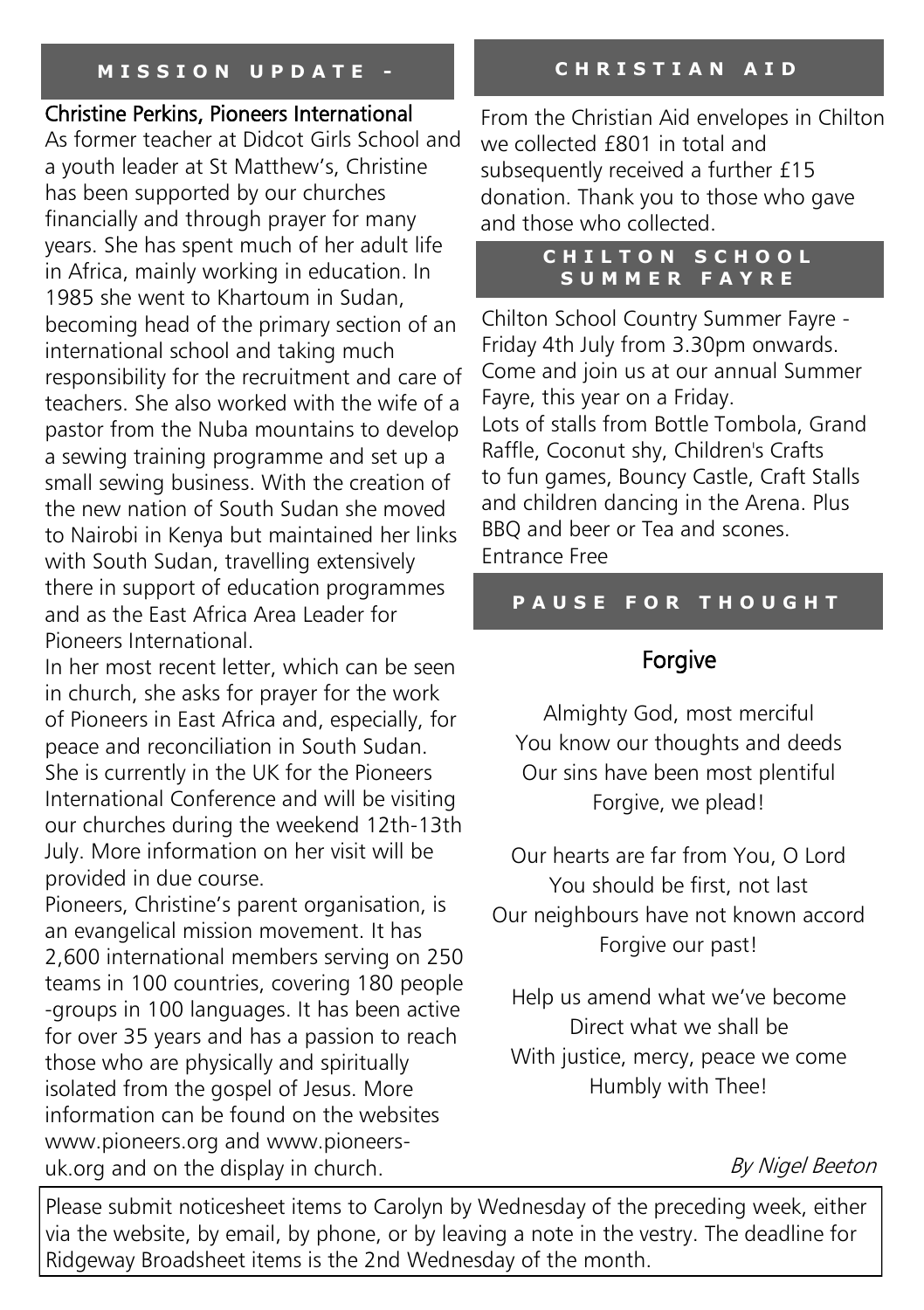## MISSION UPDATE -

### Christine Perkins, Pioneers International

As former teacher at Didcot Girls School and a youth leader at St Matthew's, Christine has been supported by our churches financially and through prayer for many years. She has spent much of her adult life in Africa, mainly working in education. In 1985 she went to Khartoum in Sudan, becoming head of the primary section of an international school and taking much responsibility for the recruitment and care of teachers. She also worked with the wife of a pastor from the Nuba mountains to develop a sewing training programme and set up a small sewing business. With the creation of the new nation of South Sudan she moved to Nairobi in Kenya but maintained her links with South Sudan, travelling extensively there in support of education programmes and as the East Africa Area Leader for Pioneers International.

In her most recent letter, which can be seen in church, she asks for prayer for the work of Pioneers in East Africa and, especially, for peace and reconciliation in South Sudan. She is currently in the UK for the Pioneers International Conference and will be visiting our churches during the weekend 12th-13th July. More information on her visit will be provided in due course.

Pioneers, Christine's parent organisation, is an evangelical mission movement. It has 2,600 international members serving on 250 teams in 100 countries, covering 180 people -groups in 100 languages. It has been active for over 35 years and has a passion to reach those who are physically and spiritually isolated from the gospel of Jesus. More information can be found on the websites www.pioneers.org and www.pioneers-uk.org and on the display in church.

## CHRISTIAN AID

From the Christian Aid envelopes in Chilton we collected £801 in total and subsequently received a further £15 donation. Thank you to those who gave and those who collected.

## CHILTON SCHOOL SUMMER FAYRE

Chilton School Country Summer Fayre - Friday 4th July from 3.30pm onwards. Come and join us at our annual Summer Fayre, this year on a Friday.

Lots of stalls from Bottle Tombola, Grand Raffle, Coconut shy, Children's Crafts to fun games, Bouncy Castle, Craft Stalls and children dancing in the Arena. Plus BBQ and beer or Tea and scones.

Entrance Free

## PAUSE FOR THOUGHT

### Forgive

Almighty God, most merciful  
You know our thoughts and deeds  
Our sins have been most plentiful  
Forgive, we plead!

Our hearts are far from You, O Lord  
You should be first, not last  
Our neighbours have not known accord  
Forgive our past!

Help us amend what we've become  
Direct what we shall be  
With justice, mercy, peace we come  
Humbly with Thee!

*By Nigel Beeton*

Please submit noticesheet items to Carolyn by Wednesday of the preceding week, either via the website, by email, by phone, or by leaving a note in the vestry. The deadline for Ridgeway Broadsheet items is the 2nd Wednesday of the month.